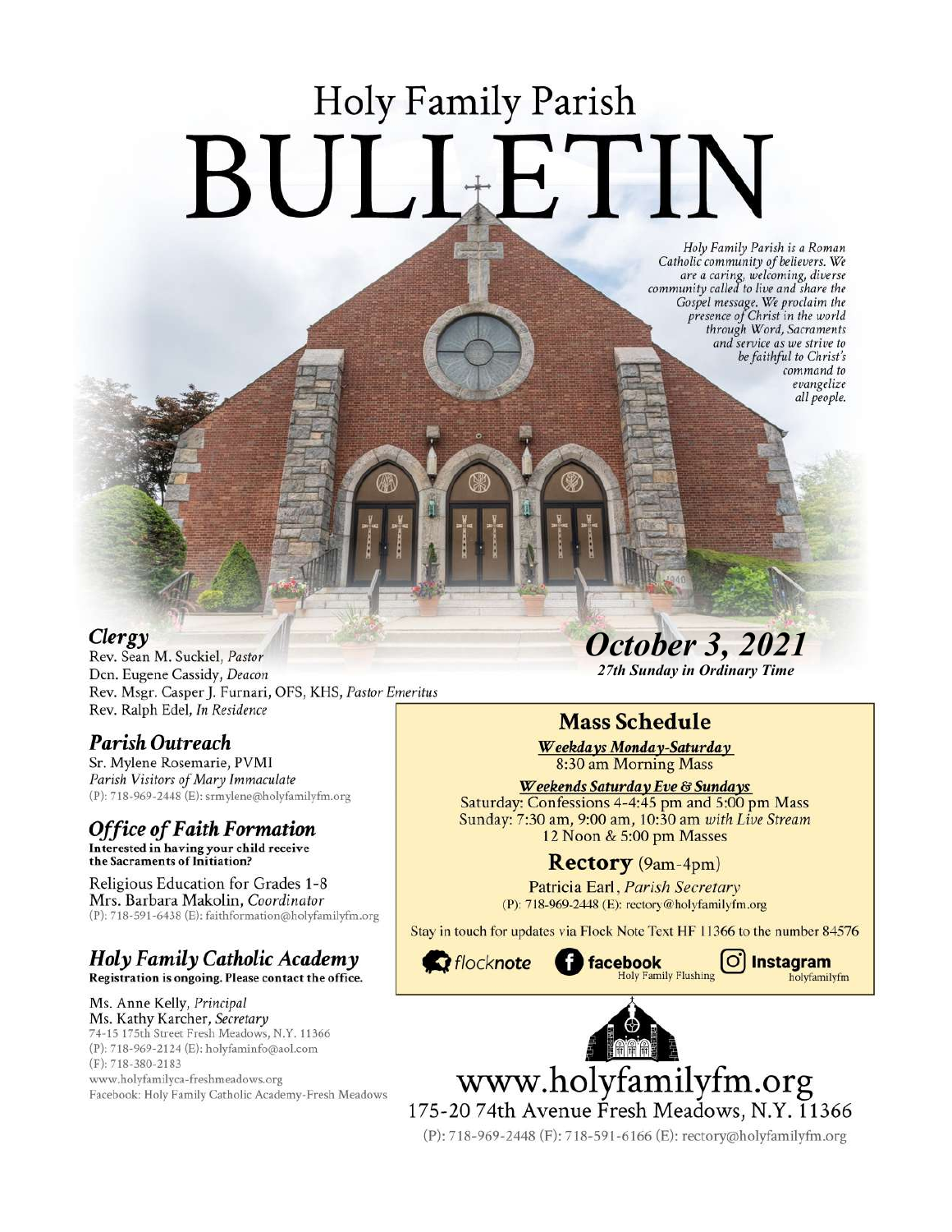# Holy Family Parish

# BULLETIN

*Holy Family Parish is a Roman Catholic community of believers. We are a caring, welcoming, diverse community called to live and share the Gospel message. We proclaim the presence of Christ in the world through Word, Sacraments and service as we strive to be faithful to Christ's command to evangelize all people.*

## *October 3, 2021*

***27th Sunday in Ordinary Time***

## *Clergy*

Rev. Sean M. Suckiel, *Pastor*
Dcn. Eugene Cassidy, *Deacon*
Rev. Msgr. Casper J. Furnari, OFS, KHS, *Pastor Emeritus*
Rev. Ralph Edel, *In Residence*

## *Parish Outreach*

Sr. Mylene Rosemarie, PVMI
*Parish Visitors of Mary Immaculate*
(P): 718-969-2448 (E): srmylene@holyfamilyfm.org

## *Office of Faith Formation*

**Interested in having your child receive the Sacraments of Initiation?**

Religious Education for Grades 1-8
Mrs. Barbara Makolin, *Coordinator*
(P): 718-591-6438 (E): faithformation@holyfamilyfm.org

## *Holy Family Catholic Academy*

**Registration is ongoing. Please contact the office.**

Ms. Anne Kelly, *Principal*
Ms. Kathy Karcher, *Secretary*
74-15 175th Street Fresh Meadows, N.Y. 11366
(P): 718-969-2124 (E): holyfaminfo@aol.com
(F): 718-380-2183
www.holyfamilyca-freshmeadows.org
Facebook: Holy Family Catholic Academy-Fresh Meadows

## Mass Schedule

***Weekdays Monday-Saturday***
8:30 am Morning Mass

***Weekends Saturday Eve & Sundays***
Saturday: Confessions 4-4:45 pm and 5:00 pm Mass
Sunday: 7:30 am, 9:00 am, 10:30 am *with Live Stream*
12 Noon & 5:00 pm Masses

## Rectory (9am-4pm)

Patricia Earl, *Parish Secretary*
(P): 718-969-2448 (E): rectory@holyfamilyfm.org

Stay in touch for updates via Flock Note Text HF 11366 to the number 84576

flocknote | facebook Holy Family Flushing | Instagram holyfamilyfm

# www.holyfamilyfm.org

175-20 74th Avenue Fresh Meadows, N.Y. 11366

(P): 718-969-2448 (F): 718-591-6166 (E): rectory@holyfamilyfm.org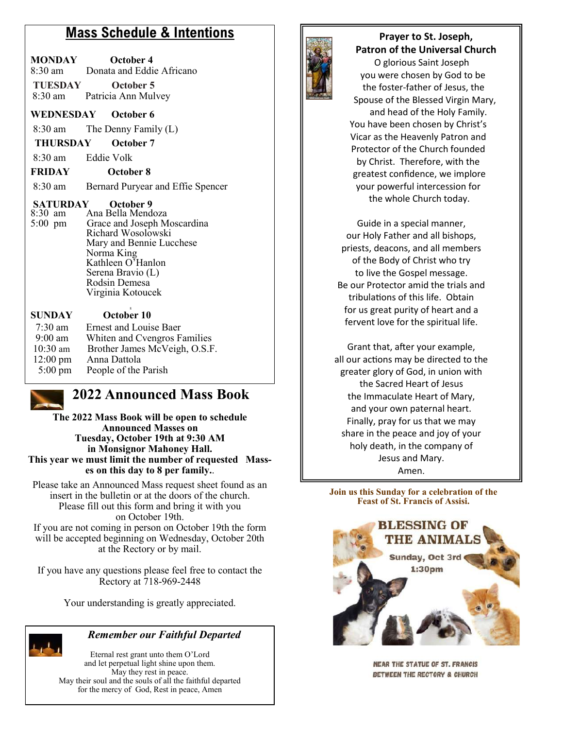## Mass Schedule & Intentions

**MONDAY** **October 4**
8:30 am Donata and Eddie Africano

**TUESDAY** **October 5**
8:30 am Patricia Ann Mulvey

**WEDNESDAY** **October 6**
8:30 am The Denny Family (L)

**THURSDAY** **October 7**
8:30 am Eddie Volk

**FRIDAY** **October 8**
8:30 am Bernard Puryear and Effie Spencer

**SATURDAY** **October 9**
8:30 am Ana Bella Mendoza
5:00 pm Grace and Joseph Moscardina
Richard Wosolowski
Mary and Bennie Lucchese
Norma King
Kathleen O'Hanlon
Serena Bravio (L)
Rodsin Demesa
Virginia Kotoucek

**SUNDAY** **October 10**
7:30 am Ernest and Louise Baer
9:00 am Whiten and Cvengros Families
10:30 am Brother James McVeigh, O.S.F.
12:00 pm Anna Dattola
5:00 pm People of the Parish

## 2022 Announced Mass Book

**The 2022 Mass Book will be open to schedule Announced Masses on Tuesday, October 19th at 9:30 AM in Monsignor Mahoney Hall.**
**This year we must limit the number of requested Masses on this day to 8 per family.**.

Please take an Announced Mass request sheet found as an insert in the bulletin or at the doors of the church. Please fill out this form and bring it with you on October 19th.
If you are not coming in person on October 19th the form will be accepted beginning on Wednesday, October 20th at the Rectory or by mail.

If you have any questions please feel free to contact the Rectory at 718-969-2448

Your understanding is greatly appreciated.

### *Remember our Faithful Departed*

Eternal rest grant unto them O'Lord
and let perpetual light shine upon them.
May they rest in peace.
May their soul and the souls of all the faithful departed
for the mercy of God, Rest in peace, Amen

### Prayer to St. Joseph, Patron of the Universal Church

O glorious Saint Joseph
you were chosen by God to be
the foster-father of Jesus, the
Spouse of the Blessed Virgin Mary,
and head of the Holy Family.
You have been chosen by Christ's
Vicar as the Heavenly Patron and
Protector of the Church founded
by Christ. Therefore, with the
greatest confidence, we implore
your powerful intercession for
the whole Church today.

Guide in a special manner,
our Holy Father and all bishops,
priests, deacons, and all members
of the Body of Christ who try
to live the Gospel message.
Be our Protector amid the trials and
tribulations of this life. Obtain
for us great purity of heart and a
fervent love for the spiritual life.

Grant that, after your example,
all our actions may be directed to the
greater glory of God, in union with
the Sacred Heart of Jesus
the Immaculate Heart of Mary,
and your own paternal heart.
Finally, pray for us that we may
share in the peace and joy of your
holy death, in the company of
Jesus and Mary.
Amen.

**Join us this Sunday for a celebration of the Feast of St. Francis of Assisi.**

**BLESSING OF THE ANIMALS**
Sunday, Oct 3rd
1:30pm

NEAR THE STATUE OF ST. FRANCIS
BETWEEN THE RECTORY & CHURCH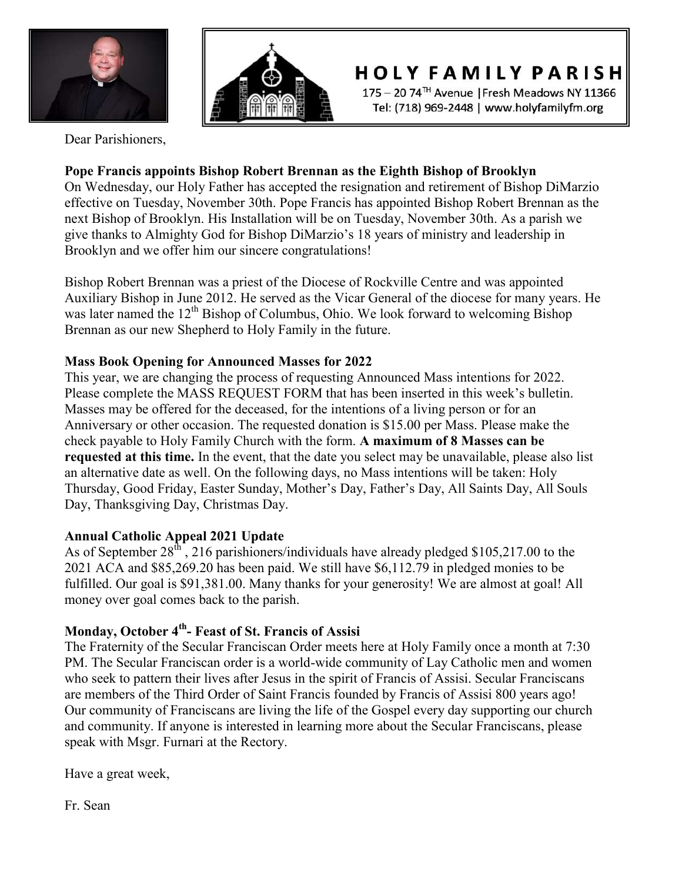# HOLY FAMILY PARISH

175 – 20 74TH Avenue | Fresh Meadows NY 11366
Tel: (718) 969-2448 | www.holyfamilyfm.org

Dear Parishioners,

**Pope Francis appoints Bishop Robert Brennan as the Eighth Bishop of Brooklyn**

On Wednesday, our Holy Father has accepted the resignation and retirement of Bishop DiMarzio effective on Tuesday, November 30th. Pope Francis has appointed Bishop Robert Brennan as the next Bishop of Brooklyn. His Installation will be on Tuesday, November 30th. As a parish we give thanks to Almighty God for Bishop DiMarzio's 18 years of ministry and leadership in Brooklyn and we offer him our sincere congratulations!

Bishop Robert Brennan was a priest of the Diocese of Rockville Centre and was appointed Auxiliary Bishop in June 2012. He served as the Vicar General of the diocese for many years. He was later named the 12th Bishop of Columbus, Ohio. We look forward to welcoming Bishop Brennan as our new Shepherd to Holy Family in the future.

**Mass Book Opening for Announced Masses for 2022**

This year, we are changing the process of requesting Announced Mass intentions for 2022. Please complete the MASS REQUEST FORM that has been inserted in this week's bulletin. Masses may be offered for the deceased, for the intentions of a living person or for an Anniversary or other occasion. The requested donation is $15.00 per Mass. Please make the check payable to Holy Family Church with the form. **A maximum of 8 Masses can be requested at this time.** In the event, that the date you select may be unavailable, please also list an alternative date as well. On the following days, no Mass intentions will be taken: Holy Thursday, Good Friday, Easter Sunday, Mother's Day, Father's Day, All Saints Day, All Souls Day, Thanksgiving Day, Christmas Day.

**Annual Catholic Appeal 2021 Update**

As of September 28th , 216 parishioners/individuals have already pledged $105,217.00 to the 2021 ACA and $85,269.20 has been paid. We still have $6,112.79 in pledged monies to be fulfilled. Our goal is $91,381.00. Many thanks for your generosity! We are almost at goal! All money over goal comes back to the parish.

**Monday, October 4th- Feast of St. Francis of Assisi**

The Fraternity of the Secular Franciscan Order meets here at Holy Family once a month at 7:30 PM. The Secular Franciscan order is a world-wide community of Lay Catholic men and women who seek to pattern their lives after Jesus in the spirit of Francis of Assisi. Secular Franciscans are members of the Third Order of Saint Francis founded by Francis of Assisi 800 years ago! Our community of Franciscans are living the life of the Gospel every day supporting our church and community. If anyone is interested in learning more about the Secular Franciscans, please speak with Msgr. Furnari at the Rectory.

Have a great week,

Fr. Sean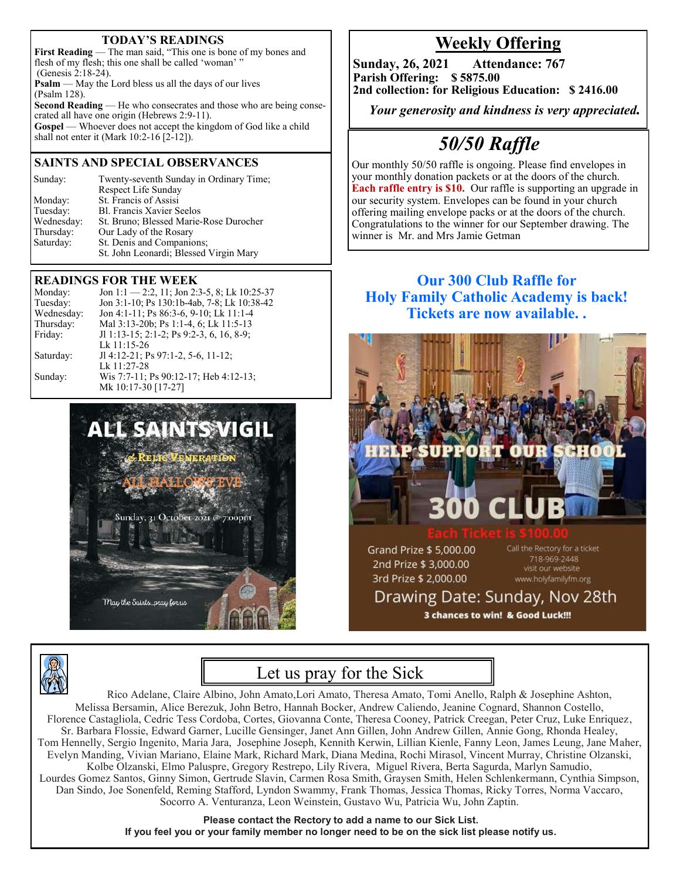## TODAY'S READINGS

**First Reading** — The man said, "This one is bone of my bones and flesh of my flesh; this one shall be called 'woman' " (Genesis 2:18-24).

**Psalm** — May the Lord bless us all the days of our lives (Psalm 128).

**Second Reading** — He who consecrates and those who are being consecrated all have one origin (Hebrews 2:9-11).

**Gospel** — Whoever does not accept the kingdom of God like a child shall not enter it (Mark 10:2-16 [2-12]).

## SAINTS AND SPECIAL OBSERVANCES

| | |
|---|---|
| Sunday: | Twenty-seventh Sunday in Ordinary Time; Respect Life Sunday |
| Monday: | St. Francis of Assisi |
| Tuesday: | Bl. Francis Xavier Seelos |
| Wednesday: | St. Bruno; Blessed Marie-Rose Durocher |
| Thursday: | Our Lady of the Rosary |
| Saturday: | St. Denis and Companions; St. John Leonardi; Blessed Virgin Mary |

## READINGS FOR THE WEEK

| | |
|---|---|
| Monday: | Jon 1:1 — 2:2, 11; Jon 2:3-5, 8; Lk 10:25-37 |
| Tuesday: | Jon 3:1-10; Ps 130:1b-4ab, 7-8; Lk 10:38-42 |
| Wednesday: | Jon 4:1-11; Ps 86:3-6, 9-10; Lk 11:1-4 |
| Thursday: | Mal 3:13-20b; Ps 1:1-4, 6; Lk 11:5-13 |
| Friday: | Jl 1:13-15; 2:1-2; Ps 9:2-3, 6, 16, 8-9; Lk 11:15-26 |
| Saturday: | Jl 4:12-21; Ps 97:1-2, 5-6, 11-12; Lk 11:27-28 |
| Sunday: | Wis 7:7-11; Ps 90:12-17; Heb 4:12-13; Mk 10:17-30 [17-27] |

ALL SAINTS VIGIL

& Relic Veneration

All Hallows' Eve

Sunday, 31 October 2021 @ 7:00pm

May the Saints...pray for us

# Weekly Offering

**Sunday, 26, 2021 Attendance: 767**
**Parish Offering: $ 5875.00**
**2nd collection: for Religious Education: $ 2416.00**

***Your generosity and kindness is very appreciated.***

# *50/50 Raffle*

Our monthly 50/50 raffle is ongoing. Please find envelopes in your monthly donation packets or at the doors of the church. **Each raffle entry is $10.** Our raffle is supporting an upgrade in our security system. Envelopes can be found in your church offering mailing envelope packs or at the doors of the church. Congratulations to the winner for our September drawing. The winner is Mr. and Mrs Jamie Getman

## Our 300 Club Raffle for Holy Family Catholic Academy is back! Tickets are now available. .

HELP SUPPORT OUR SCHOOL

300 CLUB

Each Ticket is $100.00

Grand Prize $ 5,000.00
2nd Prize $ 3,000.00
3rd Prize $ 2,000.00

Call the Rectory for a ticket
718-969-2448
visit our website
www.holyfamilyfm.org

Drawing Date: Sunday, Nov 28th

**3 chances to win! & Good Luck!!!**

## Let us pray for the Sick

Rico Adelane, Claire Albino, John Amato,Lori Amato, Theresa Amato, Tomi Anello, Ralph & Josephine Ashton, Melissa Bersamin, Alice Berezuk, John Betro, Hannah Bocker, Andrew Caliendo, Jeanine Cognard, Shannon Costello, Florence Castagliola, Cedric Tess Cordoba, Cortes, Giovanna Conte, Theresa Cooney, Patrick Creegan, Peter Cruz, Luke Enriquez, Sr. Barbara Flossie, Edward Garner, Lucille Gensinger, Janet Ann Gillen, John Andrew Gillen, Annie Gong, Rhonda Healey, Tom Hennelly, Sergio Ingenito, Maria Jara, Josephine Joseph, Kennith Kerwin, Lillian Kienle, Fanny Leon, James Leung, Jane Maher, Evelyn Manding, Vivian Mariano, Elaine Mark, Richard Mark, Diana Medina, Rochi Mirasol, Vincent Murray, Christine Olzanski, Kolbe Olzanski, Elmo Paluspre, Gregory Restrepo, Lily Rivera, Miguel Rivera, Berta Sagurda, Marlyn Samudio, Lourdes Gomez Santos, Ginny Simon, Gertrude Slavin, Carmen Rosa Smith, Graysen Smith, Helen Schlenkermann, Cynthia Simpson, Dan Sindo, Joe Sonenfeld, Reming Stafford, Lyndon Swammy, Frank Thomas, Jessica Thomas, Ricky Torres, Norma Vaccaro, Socorro A. Venturanza, Leon Weinstein, Gustavo Wu, Patricia Wu, John Zaptin.

**Please contact the Rectory to add a name to our Sick List.**
**If you feel you or your family member no longer need to be on the sick list please notify us.**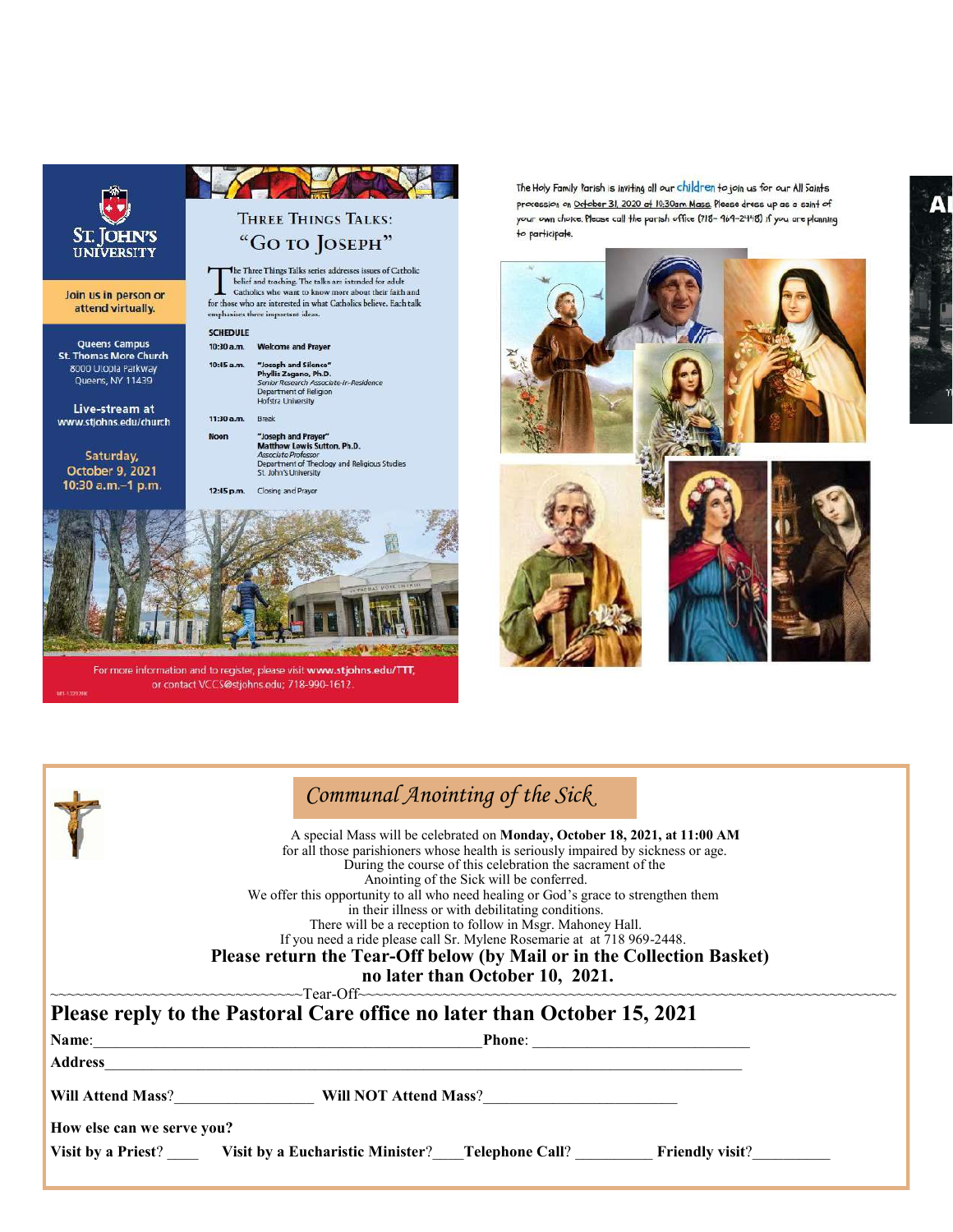**ST. JOHN'S UNIVERSITY**

Join us in person or attend virtually.

Queens Campus
St. Thomas More Church
8000 Utopia Parkway
Queens, NY 11439

Live-stream at
www.stjohns.edu/church

Saturday,
October 9, 2021
10:30 a.m.–1 p.m.

## THREE THINGS TALKS:
## "GO TO JOSEPH"

The Three Things Talks series addresses issues of Catholic belief and teaching. The talks are intended for adult Catholics who want to know more about their faith and for those who are interested in what Catholics believe. Each talk emphasizes three important ideas.

**SCHEDULE**

| | |
|---|---|
| **10:30 a.m.** | **Welcome and Prayer** |
| **10:45 a.m.** | **"Joseph and Silence"** **Phyllis Zagano, Ph.D.** *Senior Research Associate-in-Residence* Department of Religion Hofstra University |
| **11:30 a.m.** | Break |
| **Noon** | **"Joseph and Prayer"** **Matthew Lewis Sutton, Ph.D.** *Associate Professor* Department of Theology and Religious Studies St. John's University |
| **12:45 p.m.** | Closing and Prayer |

For more information and to register, please visit **www.stjohns.edu/TTT**, or contact VCCS@stjohns.edu; 718-990-1612.

The Holy Family Parish is inviting all our children to join us for our All Saints procession on October 31, 2020 at 10:30am Mass. Please dress up as a saint of your own choice. Please call the parish office (718- 969-2448) if you are planning to participate.

## *Communal Anointing of the Sick*

A special Mass will be celebrated on **Monday, October 18, 2021, at 11:00 AM** for all those parishioners whose health is seriously impaired by sickness or age. During the course of this celebration the sacrament of the Anointing of the Sick will be conferred. We offer this opportunity to all who need healing or God's grace to strengthen them in their illness or with debilitating conditions. There will be a reception to follow in Msgr. Mahoney Hall. If you need a ride please call Sr. Mylene Rosemarie at at 718 969-2448.

**Please return the Tear-Off below (by Mail or in the Collection Basket) no later than October 10, 2021.**

~~~~~~~~~~~~~~~~~~~~~~~~~~~~~~~~Tear-Off~~~~~~~~~~~~~~~~~~~~~~~~~~~~~~~~

**Please reply to the Pastoral Care office no later than October 15, 2021**

**Name**:_______________________________________________ **Phone**: ___________________________

**Address**_______________________________________________________________________________

**Will Attend Mass**?_________________ **Will NOT Attend Mass**?_________________________

**How else can we serve you?**

**Visit by a Priest**? ____ **Visit by a Eucharistic Minister**?____ **Telephone Call**? _________ **Friendly visit**?_________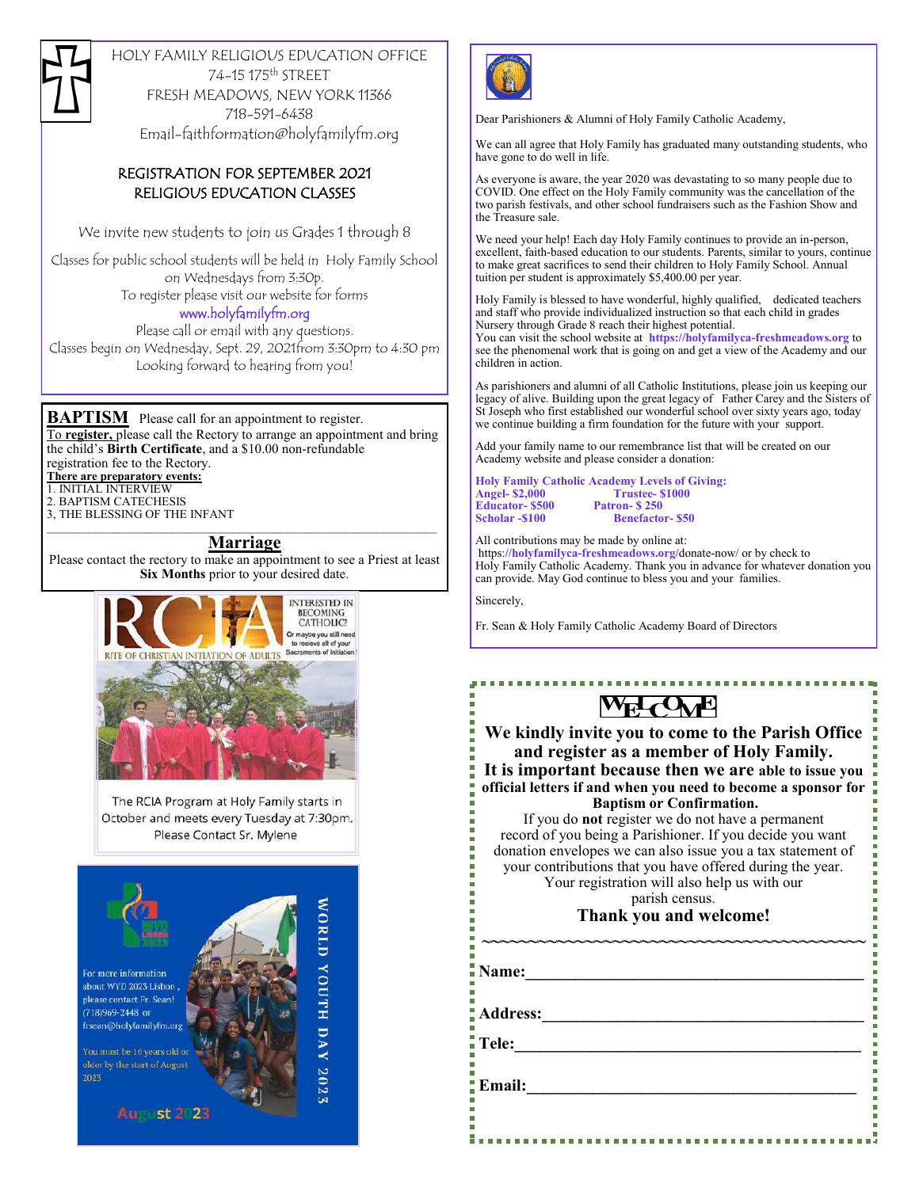HOLY FAMILY RELIGIOUS EDUCATION OFFICE
74-15 175th STREET
FRESH MEADOWS, NEW YORK 11366
718-591-6438
Email-faithformation@holyfamilyfm.org

## REGISTRATION FOR SEPTEMBER 2021 RELIGIOUS EDUCATION CLASSES

We invite new students to join us Grades 1 through 8

Classes for public school students will be held in Holy Family School on Wednesdays from 3:30p.
To register please visit our website for forms
www.holyfamilyfm.org
Please call or email with any questions.
Classes begin on Wednesday, Sept. 29, 2021from 3:30pm to 4:30 pm
Looking forward to hearing from you!

## BAPTISM

Please call for an appointment to register.
To **register,** please call the Rectory to arrange an appointment and bring the child's **Birth Certificate**, and a $10.00 non-refundable registration fee to the Rectory.

**There are preparatory events:**
1. INITIAL INTERVIEW
2. BAPTISM CATECHESIS
3, THE BLESSING OF THE INFANT

## Marriage

Please contact the rectory to make an appointment to see a Priest at least **Six Months** prior to your desired date.

RCIA
RITE OF CHRISTIAN INITIATION OF ADULTS
INTERESTED IN BECOMING CATHOLIC?
Or maybe you still need to receive all of your Sacraments of Initiation

The RCIA Program at Holy Family starts in October and meets every Tuesday at 7:30pm. Please Contact Sr. Mylene

WORLD YOUTH DAY 2023

For more information about WYD 2023 Lisbon , please contact Fr. Sean! (718)969-2448 or frsean@holyfamilyfm.org

You must be 16 years old or older by the start of August 2023

August 2023

Dear Parishioners & Alumni of Holy Family Catholic Academy,

We can all agree that Holy Family has graduated many outstanding students, who have gone to do well in life.

As everyone is aware, the year 2020 was devastating to so many people due to COVID. One effect on the Holy Family community was the cancellation of the two parish festivals, and other school fundraisers such as the Fashion Show and the Treasure sale.

We need your help! Each day Holy Family continues to provide an in-person, excellent, faith-based education to our students. Parents, similar to yours, continue to make great sacrifices to send their children to Holy Family School. Annual tuition per student is approximately $5,400.00 per year.

Holy Family is blessed to have wonderful, highly qualified, dedicated teachers and staff who provide individualized instruction so that each child in grades Nursery through Grade 8 reach their highest potential.
You can visit the school website at **https://holyfamilyca-freshmeadows.org** to see the phenomenal work that is going on and get a view of the Academy and our children in action.

As parishioners and alumni of all Catholic Institutions, please join us keeping our legacy of alive. Building upon the great legacy of Father Carey and the Sisters of St Joseph who first established our wonderful school over sixty years ago, today we continue building a firm foundation for the future with your support.

Add your family name to our remembrance list that will be created on our Academy website and please consider a donation:

**Holy Family Catholic Academy Levels of Giving:**

| | |
|---|---|
| **Angel- $2,000** | **Trustee- $1000** |
| **Educator- $500** | **Patron- $ 250** |
| **Scholar -$100** | **Benefactor- $50** |

All contributions may be made by online at:
https://**holyfamilyca-freshmeadows.org**/donate-now/ or by check to Holy Family Catholic Academy. Thank you in advance for whatever donation you can provide. May God continue to bless you and your families.

Sincerely,

Fr. Sean & Holy Family Catholic Academy Board of Directors

## WELCOME

**We kindly invite you to come to the Parish Office and register as a member of Holy Family. It is important because then we are able to issue you official letters if and when you need to become a sponsor for Baptism or Confirmation.**

If you do **not** register we do not have a permanent record of you being a Parishioner. If you decide you want donation envelopes we can also issue you a tax statement of your contributions that you have offered during the year. Your registration will also help us with our parish census.

**Thank you and welcome!**

**Name:**\_\_\_\_\_\_\_\_\_\_\_\_\_\_\_\_\_\_\_\_\_\_\_\_\_\_\_\_\_\_\_\_\_\_\_\_

**Address:**\_\_\_\_\_\_\_\_\_\_\_\_\_\_\_\_\_\_\_\_\_\_\_\_\_\_\_\_\_\_\_\_\_\_

**Tele:**\_\_\_\_\_\_\_\_\_\_\_\_\_\_\_\_\_\_\_\_\_\_\_\_\_\_\_\_\_\_\_\_\_\_\_\_\_

**Email:**\_\_\_\_\_\_\_\_\_\_\_\_\_\_\_\_\_\_\_\_\_\_\_\_\_\_\_\_\_\_\_\_\_\_\_\_